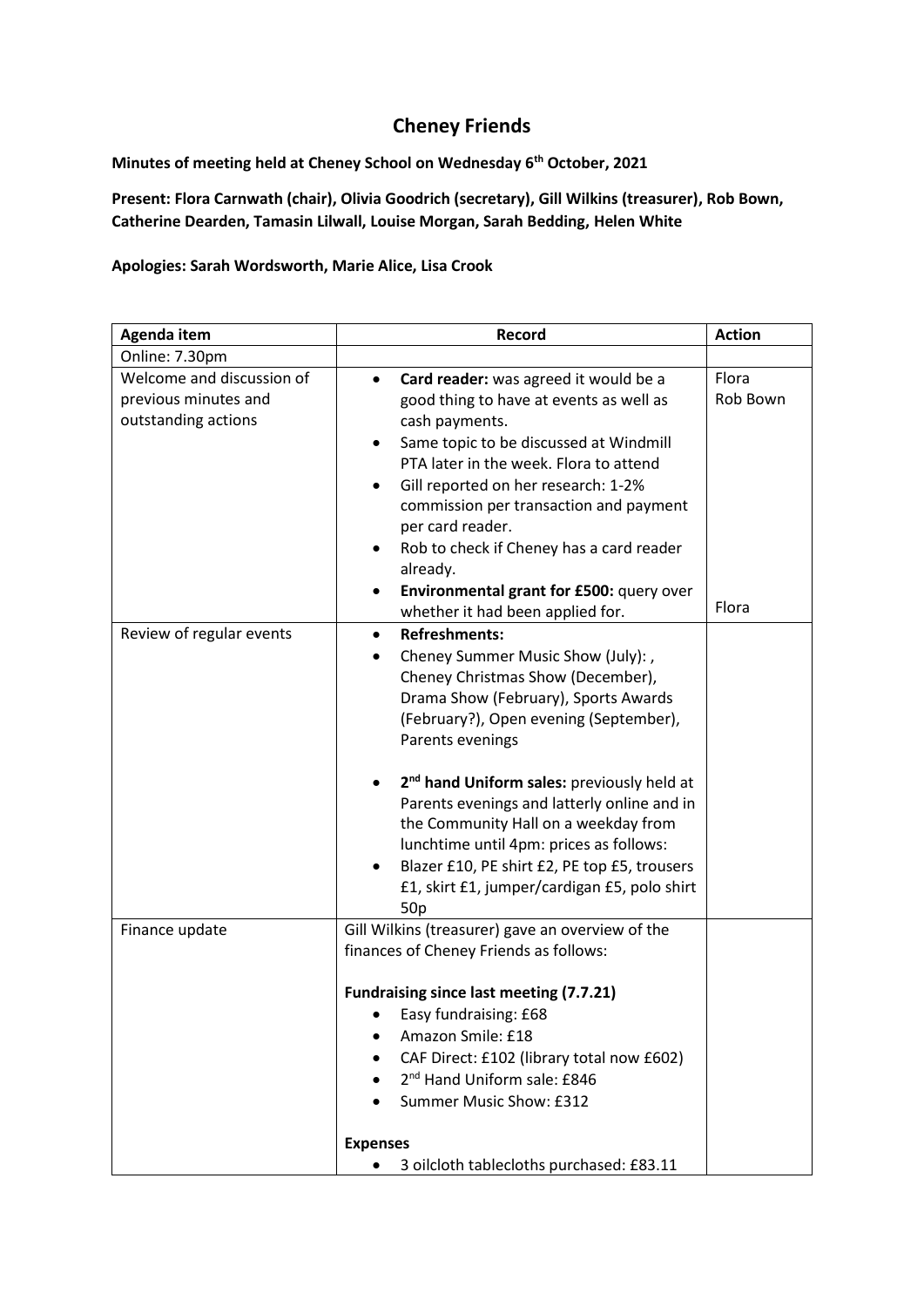# Cheney Friends

**Minutes of meeting held at Cheney School on Wednesday 6th October, 2021**

**Present: Flora Carnwath (chair), Olivia Goodrich (secretary), Gill Wilkins (treasurer), Rob Bown, Catherine Dearden, Tamasin Lilwall, Louise Morgan, Sarah Bedding, Helen White**

**Apologies: Sarah Wordsworth, Marie Alice, Lisa Crook**

| Agenda item | Record | Action |
| --- | --- | --- |
| Online: 7.30pm | | |
| Welcome and discussion of previous minutes and outstanding actions | • **Card reader:** was agreed it would be a good thing to have at events as well as cash payments.<br>• Same topic to be discussed at Windmill PTA later in the week. Flora to attend<br>• Gill reported on her research: 1-2% commission per transaction and payment per card reader.<br>• Rob to check if Cheney has a card reader already.<br>• **Environmental grant for £500:** query over whether it had been applied for. | Flora<br>Rob Bown<br><br><br><br><br><br>Flora |
| Review of regular events | • **Refreshments:**<br>• Cheney Summer Music Show (July): , Cheney Christmas Show (December), Drama Show (February), Sports Awards (February?), Open evening (September), Parents evenings<br><br>• **2nd hand Uniform sales:** previously held at Parents evenings and latterly online and in the Community Hall on a weekday from lunchtime until 4pm: prices as follows:<br>• Blazer £10, PE shirt £2, PE top £5, trousers £1, skirt £1, jumper/cardigan £5, polo shirt 50p | |
| Finance update | Gill Wilkins (treasurer) gave an overview of the finances of Cheney Friends as follows:<br><br>**Fundraising since last meeting (7.7.21)**<br>• Easy fundraising: £68<br>• Amazon Smile: £18<br>• CAF Direct: £102 (library total now £602)<br>• 2nd Hand Uniform sale: £846<br>• Summer Music Show: £312<br><br>**Expenses**<br>• 3 oilcloth tablecloths purchased: £83.11 | |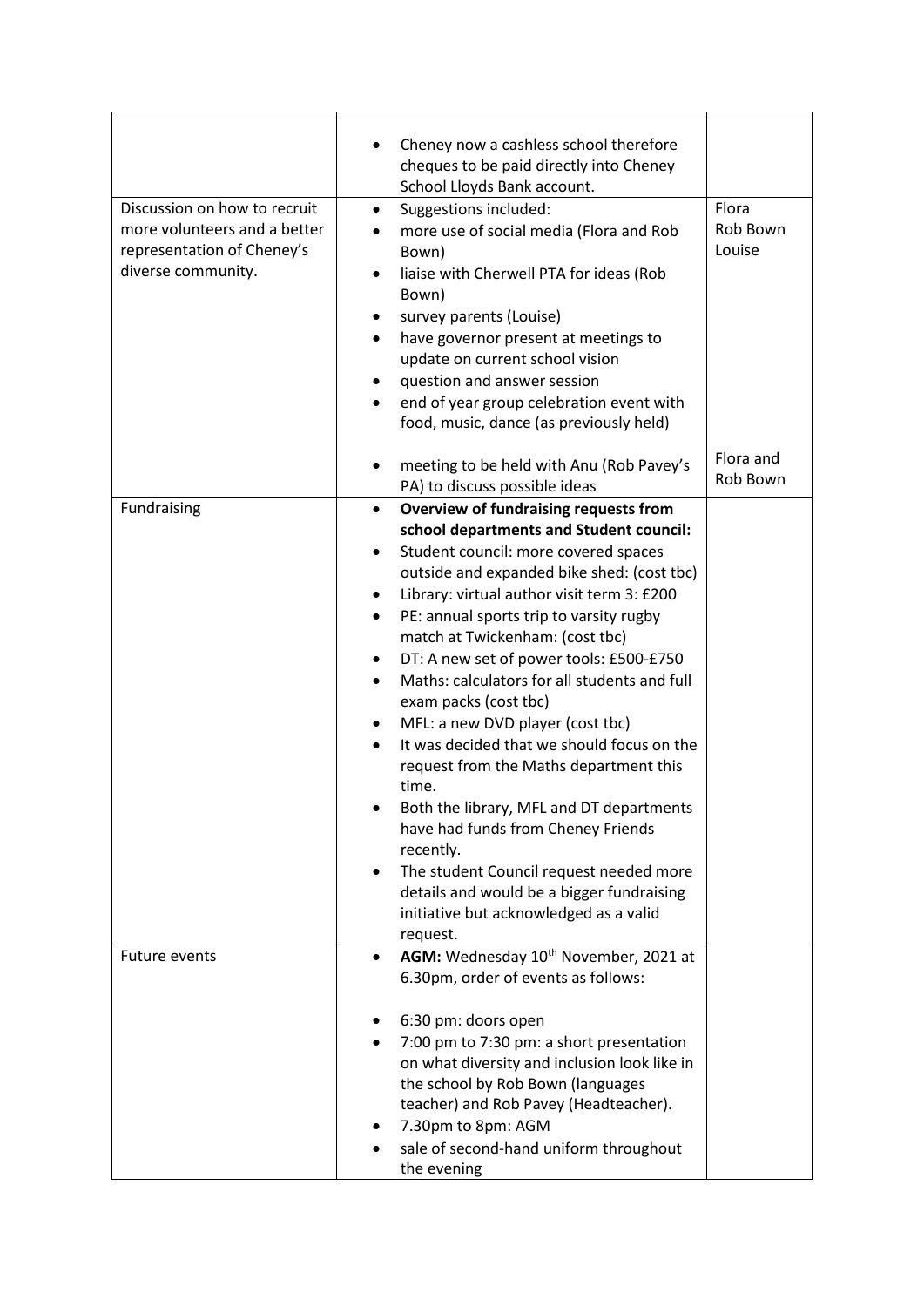| | | |
|---|---|---|
| | • Cheney now a cashless school therefore cheques to be paid directly into Cheney School Lloyds Bank account. | |
| Discussion on how to recruit more volunteers and a better representation of Cheney's diverse community. | • Suggestions included:<br>• more use of social media (Flora and Rob Bown)<br>• liaise with Cherwell PTA for ideas (Rob Bown)<br>• survey parents (Louise)<br>• have governor present at meetings to update on current school vision<br>• question and answer session<br>• end of year group celebration event with food, music, dance (as previously held)<br><br>• meeting to be held with Anu (Rob Pavey's PA) to discuss possible ideas | Flora<br>Rob Bown<br>Louise<br><br><br><br><br><br><br><br>Flora and Rob Bown |
| Fundraising | • **Overview of fundraising requests from school departments and Student council:**<br>• Student council: more covered spaces outside and expanded bike shed: (cost tbc)<br>• Library: virtual author visit term 3: £200<br>• PE: annual sports trip to varsity rugby match at Twickenham: (cost tbc)<br>• DT: A new set of power tools: £500-£750<br>• Maths: calculators for all students and full exam packs (cost tbc)<br>• MFL: a new DVD player (cost tbc)<br>• It was decided that we should focus on the request from the Maths department this time.<br>• Both the library, MFL and DT departments have had funds from Cheney Friends recently.<br>• The student Council request needed more details and would be a bigger fundraising initiative but acknowledged as a valid request. | |
| Future events | • **AGM:** Wednesday 10th November, 2021 at 6.30pm, order of events as follows:<br><br>• 6:30 pm: doors open<br>• 7:00 pm to 7:30 pm: a short presentation on what diversity and inclusion look like in the school by Rob Bown (languages teacher) and Rob Pavey (Headteacher).<br>• 7.30pm to 8pm: AGM<br>• sale of second-hand uniform throughout the evening | |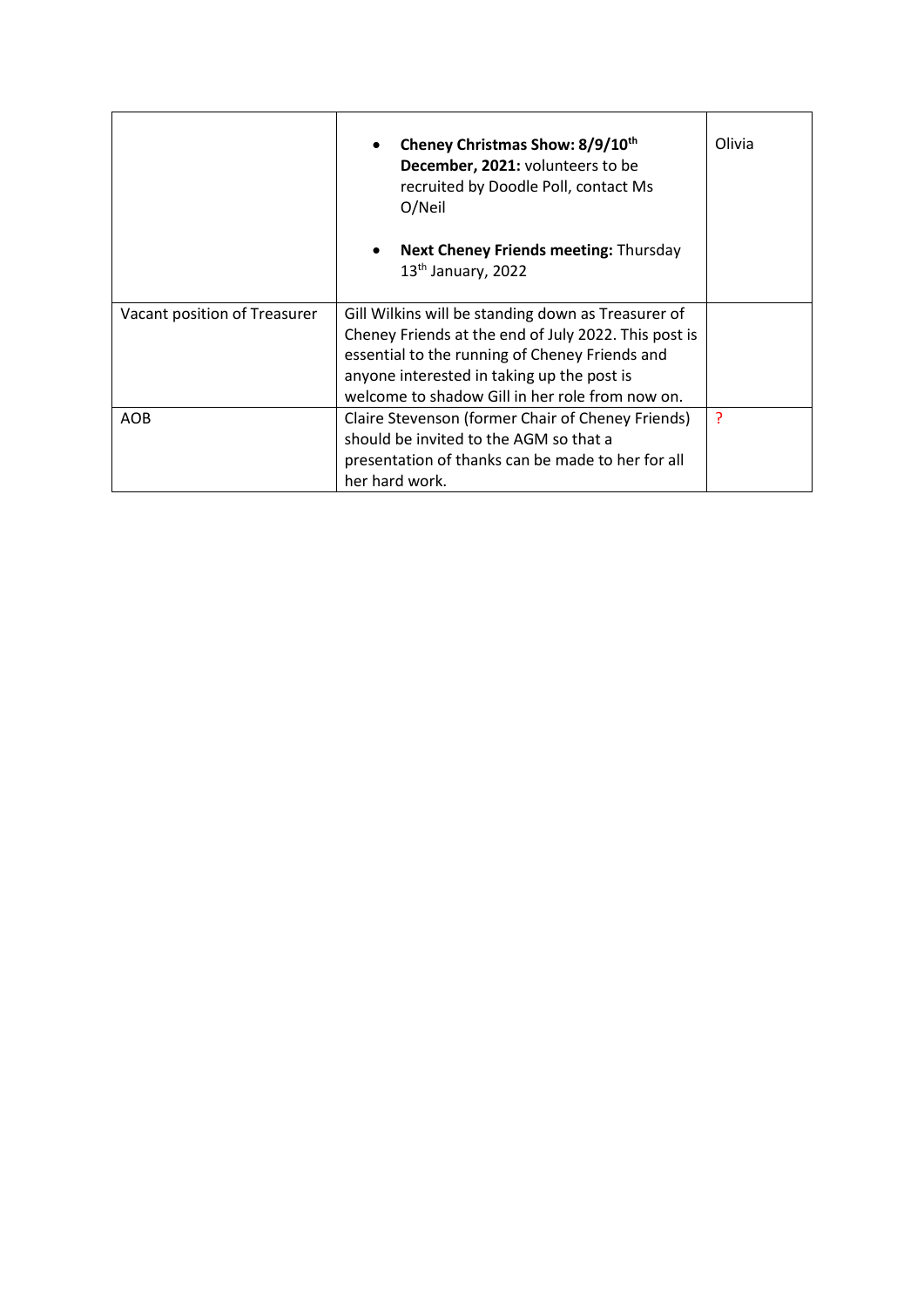| | | |
|---|---|---|
| | • **Cheney Christmas Show: 8/9/10th December, 2021:** volunteers to be recruited by Doodle Poll, contact Ms O/Neil<br><br>• **Next Cheney Friends meeting:** Thursday 13th January, 2022 | Olivia |
| Vacant position of Treasurer | Gill Wilkins will be standing down as Treasurer of Cheney Friends at the end of July 2022. This post is essential to the running of Cheney Friends and anyone interested in taking up the post is welcome to shadow Gill in her role from now on. | |
| AOB | Claire Stevenson (former Chair of Cheney Friends) should be invited to the AGM so that a presentation of thanks can be made to her for all her hard work. | ? |